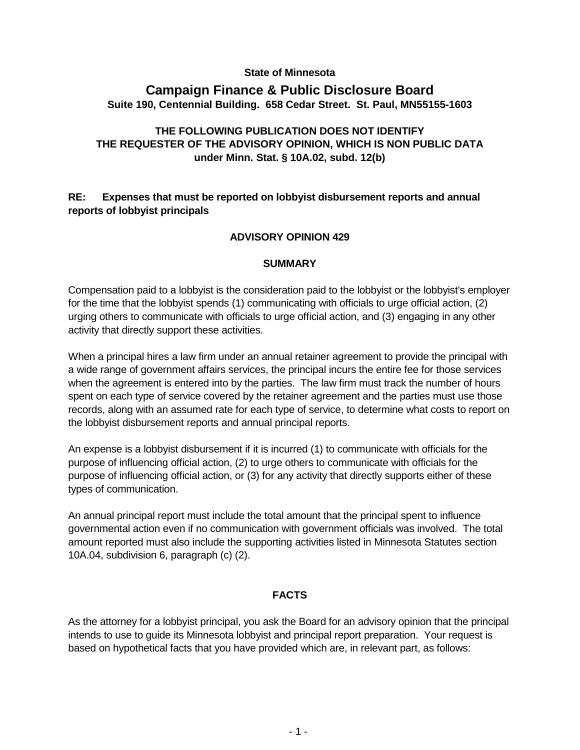**State of Minnesota**

# Campaign Finance & Public Disclosure Board

**Suite 190, Centennial Building. 658 Cedar Street. St. Paul, MN55155-1603**

**THE FOLLOWING PUBLICATION DOES NOT IDENTIFY THE REQUESTER OF THE ADVISORY OPINION, WHICH IS NON PUBLIC DATA under Minn. Stat. § 10A.02, subd. 12(b)**

**RE: Expenses that must be reported on lobbyist disbursement reports and annual reports of lobbyist principals**

## ADVISORY OPINION 429

### SUMMARY

Compensation paid to a lobbyist is the consideration paid to the lobbyist or the lobbyist's employer for the time that the lobbyist spends (1) communicating with officials to urge official action, (2) urging others to communicate with officials to urge official action, and (3) engaging in any other activity that directly support these activities.

When a principal hires a law firm under an annual retainer agreement to provide the principal with a wide range of government affairs services, the principal incurs the entire fee for those services when the agreement is entered into by the parties. The law firm must track the number of hours spent on each type of service covered by the retainer agreement and the parties must use those records, along with an assumed rate for each type of service, to determine what costs to report on the lobbyist disbursement reports and annual principal reports.

An expense is a lobbyist disbursement if it is incurred (1) to communicate with officials for the purpose of influencing official action, (2) to urge others to communicate with officials for the purpose of influencing official action, or (3) for any activity that directly supports either of these types of communication.

An annual principal report must include the total amount that the principal spent to influence governmental action even if no communication with government officials was involved. The total amount reported must also include the supporting activities listed in Minnesota Statutes section 10A.04, subdivision 6, paragraph (c) (2).

### FACTS

As the attorney for a lobbyist principal, you ask the Board for an advisory opinion that the principal intends to use to guide its Minnesota lobbyist and principal report preparation. Your request is based on hypothetical facts that you have provided which are, in relevant part, as follows: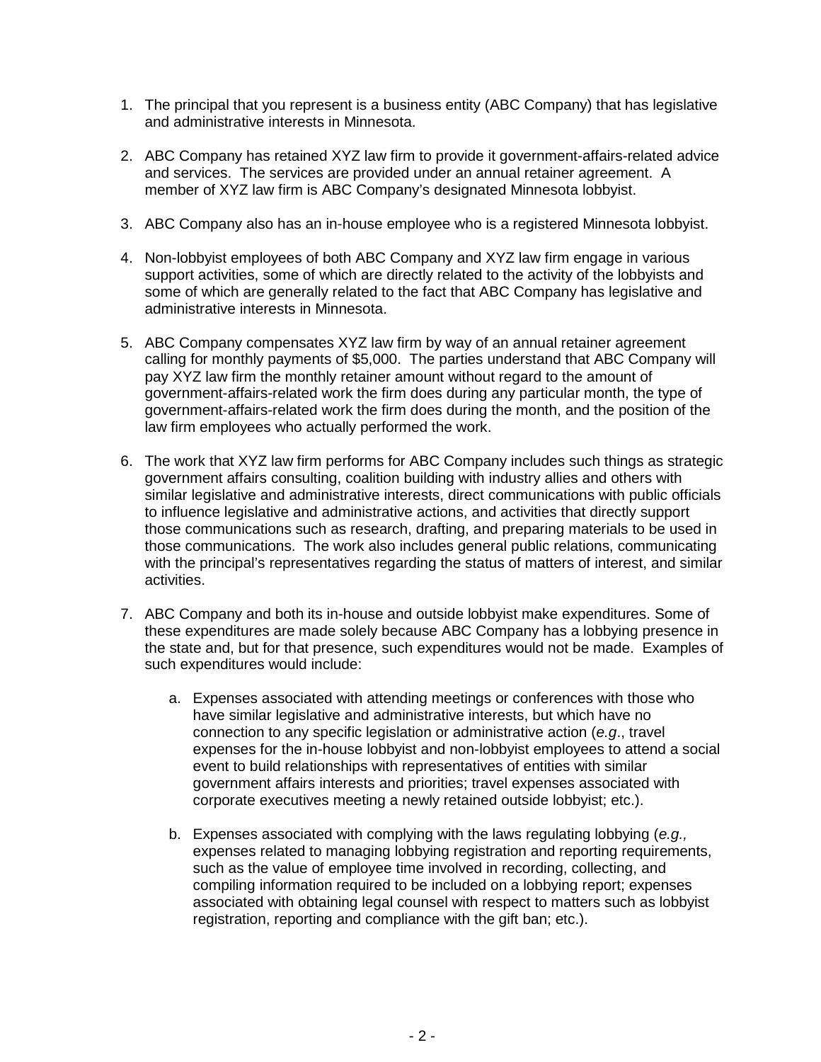1. The principal that you represent is a business entity (ABC Company) that has legislative and administrative interests in Minnesota.

2. ABC Company has retained XYZ law firm to provide it government-affairs-related advice and services. The services are provided under an annual retainer agreement. A member of XYZ law firm is ABC Company's designated Minnesota lobbyist.

3. ABC Company also has an in-house employee who is a registered Minnesota lobbyist.

4. Non-lobbyist employees of both ABC Company and XYZ law firm engage in various support activities, some of which are directly related to the activity of the lobbyists and some of which are generally related to the fact that ABC Company has legislative and administrative interests in Minnesota.

5. ABC Company compensates XYZ law firm by way of an annual retainer agreement calling for monthly payments of $5,000. The parties understand that ABC Company will pay XYZ law firm the monthly retainer amount without regard to the amount of government-affairs-related work the firm does during any particular month, the type of government-affairs-related work the firm does during the month, and the position of the law firm employees who actually performed the work.

6. The work that XYZ law firm performs for ABC Company includes such things as strategic government affairs consulting, coalition building with industry allies and others with similar legislative and administrative interests, direct communications with public officials to influence legislative and administrative actions, and activities that directly support those communications such as research, drafting, and preparing materials to be used in those communications. The work also includes general public relations, communicating with the principal's representatives regarding the status of matters of interest, and similar activities.

7. ABC Company and both its in-house and outside lobbyist make expenditures. Some of these expenditures are made solely because ABC Company has a lobbying presence in the state and, but for that presence, such expenditures would not be made. Examples of such expenditures would include:

   a. Expenses associated with attending meetings or conferences with those who have similar legislative and administrative interests, but which have no connection to any specific legislation or administrative action (*e.g*., travel expenses for the in-house lobbyist and non-lobbyist employees to attend a social event to build relationships with representatives of entities with similar government affairs interests and priorities; travel expenses associated with corporate executives meeting a newly retained outside lobbyist; etc.).

   b. Expenses associated with complying with the laws regulating lobbying (*e.g.,* expenses related to managing lobbying registration and reporting requirements, such as the value of employee time involved in recording, collecting, and compiling information required to be included on a lobbying report; expenses associated with obtaining legal counsel with respect to matters such as lobbyist registration, reporting and compliance with the gift ban; etc.).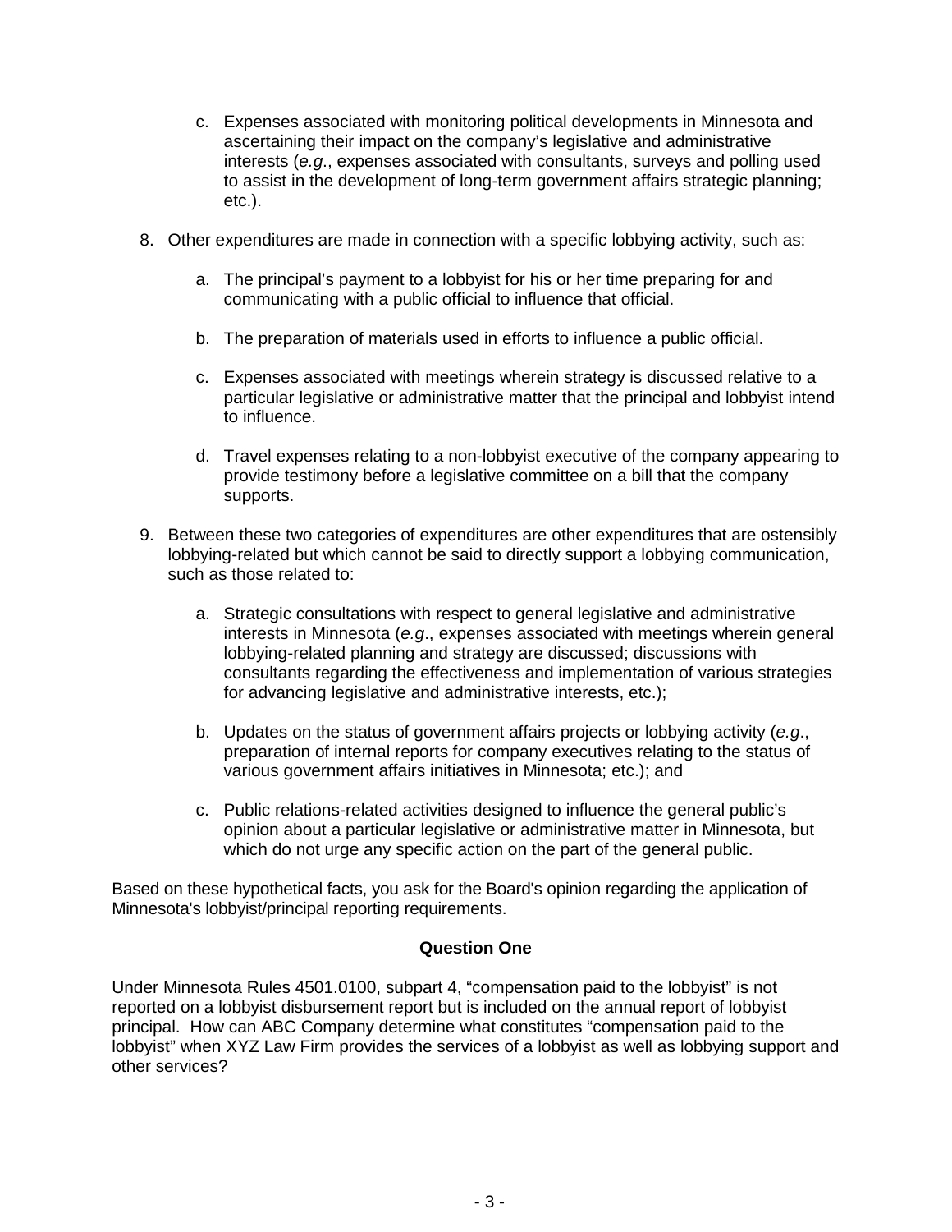c. Expenses associated with monitoring political developments in Minnesota and ascertaining their impact on the company's legislative and administrative interests (*e.g*., expenses associated with consultants, surveys and polling used to assist in the development of long-term government affairs strategic planning; etc.).

8. Other expenditures are made in connection with a specific lobbying activity, such as:

   a. The principal's payment to a lobbyist for his or her time preparing for and communicating with a public official to influence that official.

   b. The preparation of materials used in efforts to influence a public official.

   c. Expenses associated with meetings wherein strategy is discussed relative to a particular legislative or administrative matter that the principal and lobbyist intend to influence.

   d. Travel expenses relating to a non-lobbyist executive of the company appearing to provide testimony before a legislative committee on a bill that the company supports.

9. Between these two categories of expenditures are other expenditures that are ostensibly lobbying-related but which cannot be said to directly support a lobbying communication, such as those related to:

   a. Strategic consultations with respect to general legislative and administrative interests in Minnesota (*e.g*., expenses associated with meetings wherein general lobbying-related planning and strategy are discussed; discussions with consultants regarding the effectiveness and implementation of various strategies for advancing legislative and administrative interests, etc.);

   b. Updates on the status of government affairs projects or lobbying activity (*e.g*., preparation of internal reports for company executives relating to the status of various government affairs initiatives in Minnesota; etc.); and

   c. Public relations-related activities designed to influence the general public's opinion about a particular legislative or administrative matter in Minnesota, but which do not urge any specific action on the part of the general public.

Based on these hypothetical facts, you ask for the Board's opinion regarding the application of Minnesota's lobbyist/principal reporting requirements.

**Question One**

Under Minnesota Rules 4501.0100, subpart 4, "compensation paid to the lobbyist" is not reported on a lobbyist disbursement report but is included on the annual report of lobbyist principal. How can ABC Company determine what constitutes "compensation paid to the lobbyist" when XYZ Law Firm provides the services of a lobbyist as well as lobbying support and other services?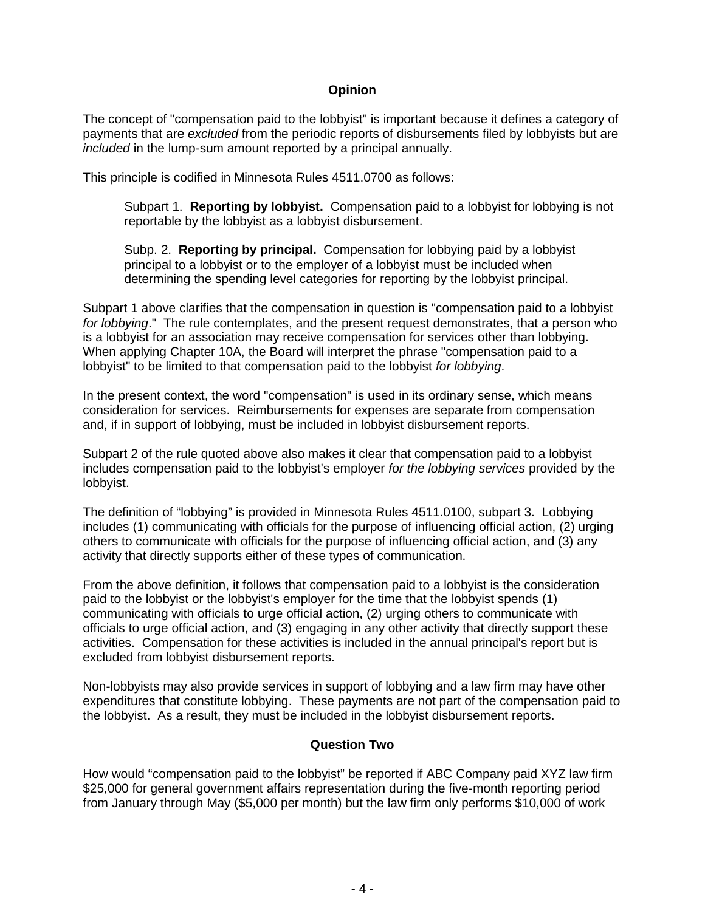### Opinion

The concept of "compensation paid to the lobbyist" is important because it defines a category of payments that are *excluded* from the periodic reports of disbursements filed by lobbyists but are *included* in the lump-sum amount reported by a principal annually.

This principle is codified in Minnesota Rules 4511.0700 as follows:

> Subpart 1. **Reporting by lobbyist.** Compensation paid to a lobbyist for lobbying is not reportable by the lobbyist as a lobbyist disbursement.
>
> Subp. 2. **Reporting by principal.** Compensation for lobbying paid by a lobbyist principal to a lobbyist or to the employer of a lobbyist must be included when determining the spending level categories for reporting by the lobbyist principal.

Subpart 1 above clarifies that the compensation in question is "compensation paid to a lobbyist *for lobbying*." The rule contemplates, and the present request demonstrates, that a person who is a lobbyist for an association may receive compensation for services other than lobbying. When applying Chapter 10A, the Board will interpret the phrase "compensation paid to a lobbyist" to be limited to that compensation paid to the lobbyist *for lobbying*.

In the present context, the word "compensation" is used in its ordinary sense, which means consideration for services. Reimbursements for expenses are separate from compensation and, if in support of lobbying, must be included in lobbyist disbursement reports.

Subpart 2 of the rule quoted above also makes it clear that compensation paid to a lobbyist includes compensation paid to the lobbyist's employer *for the lobbying services* provided by the lobbyist.

The definition of "lobbying" is provided in Minnesota Rules 4511.0100, subpart 3. Lobbying includes (1) communicating with officials for the purpose of influencing official action, (2) urging others to communicate with officials for the purpose of influencing official action, and (3) any activity that directly supports either of these types of communication.

From the above definition, it follows that compensation paid to a lobbyist is the consideration paid to the lobbyist or the lobbyist's employer for the time that the lobbyist spends (1) communicating with officials to urge official action, (2) urging others to communicate with officials to urge official action, and (3) engaging in any other activity that directly support these activities. Compensation for these activities is included in the annual principal's report but is excluded from lobbyist disbursement reports.

Non-lobbyists may also provide services in support of lobbying and a law firm may have other expenditures that constitute lobbying. These payments are not part of the compensation paid to the lobbyist. As a result, they must be included in the lobbyist disbursement reports.

### Question Two

How would "compensation paid to the lobbyist" be reported if ABC Company paid XYZ law firm $25,000 for general government affairs representation during the five-month reporting period from January through May ($5,000 per month) but the law firm only performs $10,000 of work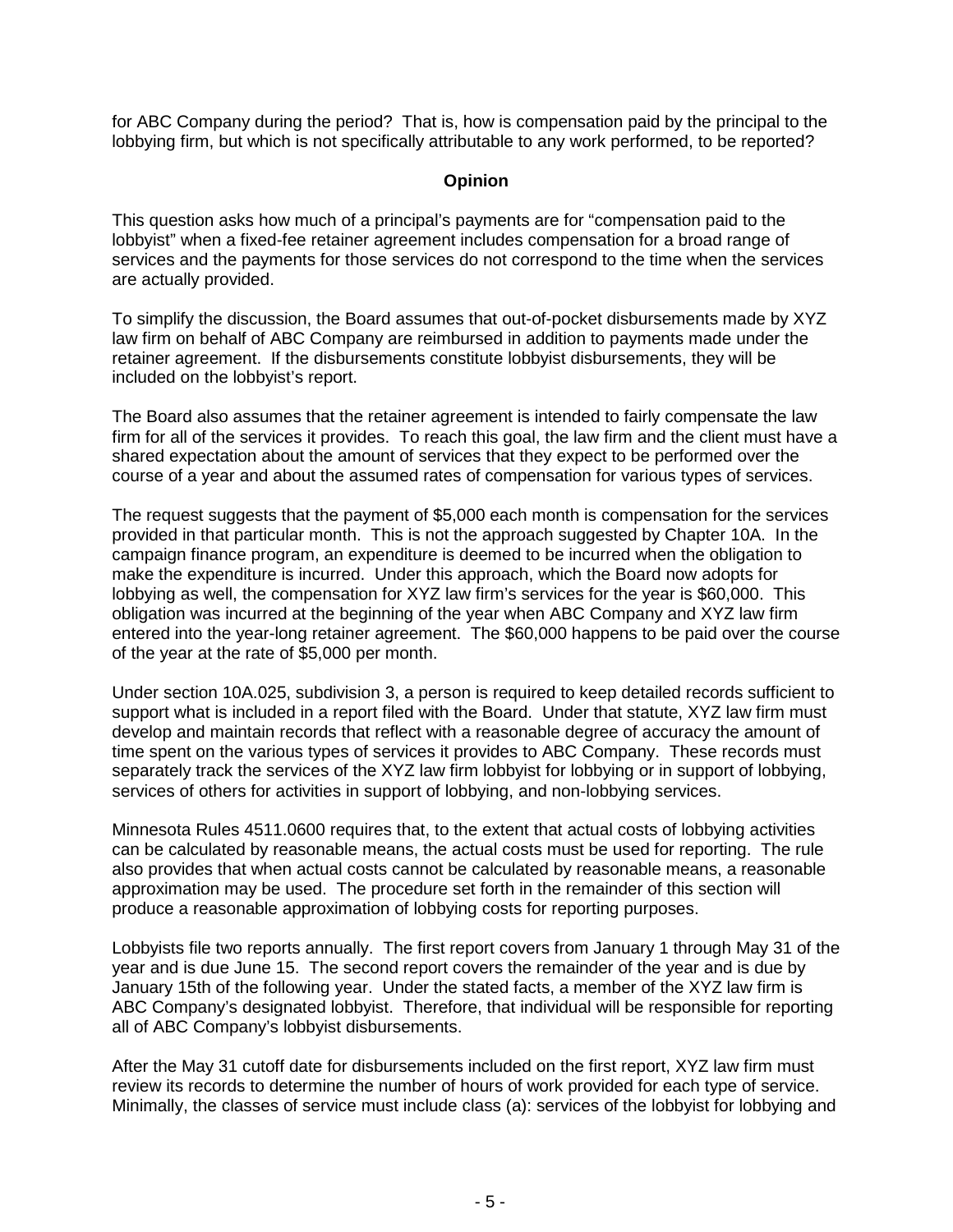for ABC Company during the period? That is, how is compensation paid by the principal to the lobbying firm, but which is not specifically attributable to any work performed, to be reported?

## Opinion

This question asks how much of a principal's payments are for "compensation paid to the lobbyist" when a fixed-fee retainer agreement includes compensation for a broad range of services and the payments for those services do not correspond to the time when the services are actually provided.

To simplify the discussion, the Board assumes that out-of-pocket disbursements made by XYZ law firm on behalf of ABC Company are reimbursed in addition to payments made under the retainer agreement. If the disbursements constitute lobbyist disbursements, they will be included on the lobbyist's report.

The Board also assumes that the retainer agreement is intended to fairly compensate the law firm for all of the services it provides. To reach this goal, the law firm and the client must have a shared expectation about the amount of services that they expect to be performed over the course of a year and about the assumed rates of compensation for various types of services.

The request suggests that the payment of $5,000 each month is compensation for the services provided in that particular month. This is not the approach suggested by Chapter 10A. In the campaign finance program, an expenditure is deemed to be incurred when the obligation to make the expenditure is incurred. Under this approach, which the Board now adopts for lobbying as well, the compensation for XYZ law firm's services for the year is $60,000. This obligation was incurred at the beginning of the year when ABC Company and XYZ law firm entered into the year-long retainer agreement. The $60,000 happens to be paid over the course of the year at the rate of $5,000 per month.

Under section 10A.025, subdivision 3, a person is required to keep detailed records sufficient to support what is included in a report filed with the Board. Under that statute, XYZ law firm must develop and maintain records that reflect with a reasonable degree of accuracy the amount of time spent on the various types of services it provides to ABC Company. These records must separately track the services of the XYZ law firm lobbyist for lobbying or in support of lobbying, services of others for activities in support of lobbying, and non-lobbying services.

Minnesota Rules 4511.0600 requires that, to the extent that actual costs of lobbying activities can be calculated by reasonable means, the actual costs must be used for reporting. The rule also provides that when actual costs cannot be calculated by reasonable means, a reasonable approximation may be used. The procedure set forth in the remainder of this section will produce a reasonable approximation of lobbying costs for reporting purposes.

Lobbyists file two reports annually. The first report covers from January 1 through May 31 of the year and is due June 15. The second report covers the remainder of the year and is due by January 15th of the following year. Under the stated facts, a member of the XYZ law firm is ABC Company's designated lobbyist. Therefore, that individual will be responsible for reporting all of ABC Company's lobbyist disbursements.

After the May 31 cutoff date for disbursements included on the first report, XYZ law firm must review its records to determine the number of hours of work provided for each type of service. Minimally, the classes of service must include class (a): services of the lobbyist for lobbying and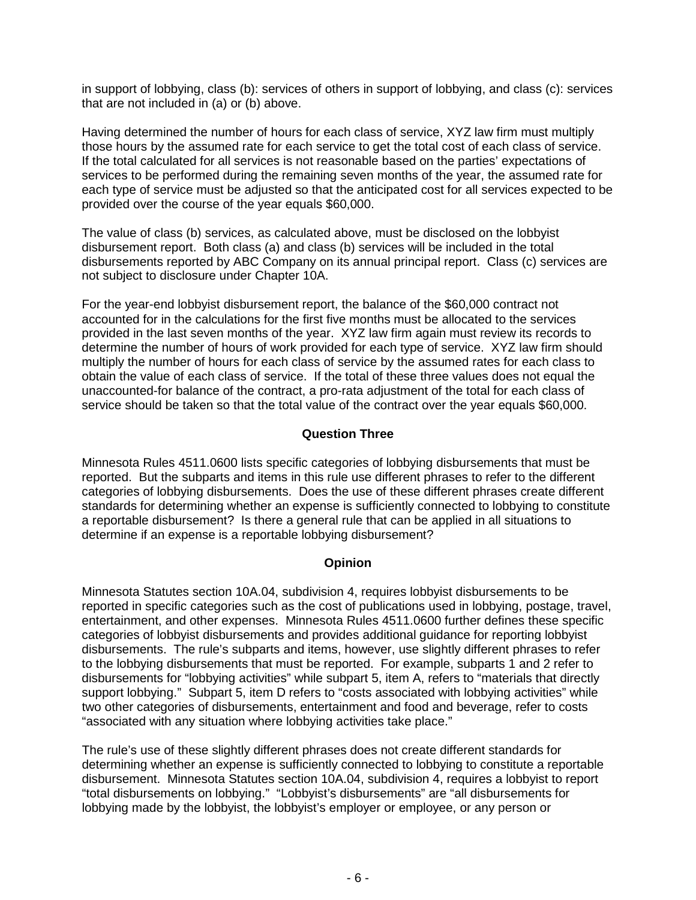in support of lobbying, class (b): services of others in support of lobbying, and class (c): services that are not included in (a) or (b) above.

Having determined the number of hours for each class of service, XYZ law firm must multiply those hours by the assumed rate for each service to get the total cost of each class of service. If the total calculated for all services is not reasonable based on the parties' expectations of services to be performed during the remaining seven months of the year, the assumed rate for each type of service must be adjusted so that the anticipated cost for all services expected to be provided over the course of the year equals $60,000.

The value of class (b) services, as calculated above, must be disclosed on the lobbyist disbursement report. Both class (a) and class (b) services will be included in the total disbursements reported by ABC Company on its annual principal report. Class (c) services are not subject to disclosure under Chapter 10A.

For the year-end lobbyist disbursement report, the balance of the $60,000 contract not accounted for in the calculations for the first five months must be allocated to the services provided in the last seven months of the year. XYZ law firm again must review its records to determine the number of hours of work provided for each type of service. XYZ law firm should multiply the number of hours for each class of service by the assumed rates for each class to obtain the value of each class of service. If the total of these three values does not equal the unaccounted-for balance of the contract, a pro-rata adjustment of the total for each class of service should be taken so that the total value of the contract over the year equals $60,000.

**Question Three**

Minnesota Rules 4511.0600 lists specific categories of lobbying disbursements that must be reported. But the subparts and items in this rule use different phrases to refer to the different categories of lobbying disbursements. Does the use of these different phrases create different standards for determining whether an expense is sufficiently connected to lobbying to constitute a reportable disbursement? Is there a general rule that can be applied in all situations to determine if an expense is a reportable lobbying disbursement?

**Opinion**

Minnesota Statutes section 10A.04, subdivision 4, requires lobbyist disbursements to be reported in specific categories such as the cost of publications used in lobbying, postage, travel, entertainment, and other expenses. Minnesota Rules 4511.0600 further defines these specific categories of lobbyist disbursements and provides additional guidance for reporting lobbyist disbursements. The rule's subparts and items, however, use slightly different phrases to refer to the lobbying disbursements that must be reported. For example, subparts 1 and 2 refer to disbursements for "lobbying activities" while subpart 5, item A, refers to "materials that directly support lobbying." Subpart 5, item D refers to "costs associated with lobbying activities" while two other categories of disbursements, entertainment and food and beverage, refer to costs "associated with any situation where lobbying activities take place."

The rule's use of these slightly different phrases does not create different standards for determining whether an expense is sufficiently connected to lobbying to constitute a reportable disbursement. Minnesota Statutes section 10A.04, subdivision 4, requires a lobbyist to report "total disbursements on lobbying." "Lobbyist's disbursements" are "all disbursements for lobbying made by the lobbyist, the lobbyist's employer or employee, or any person or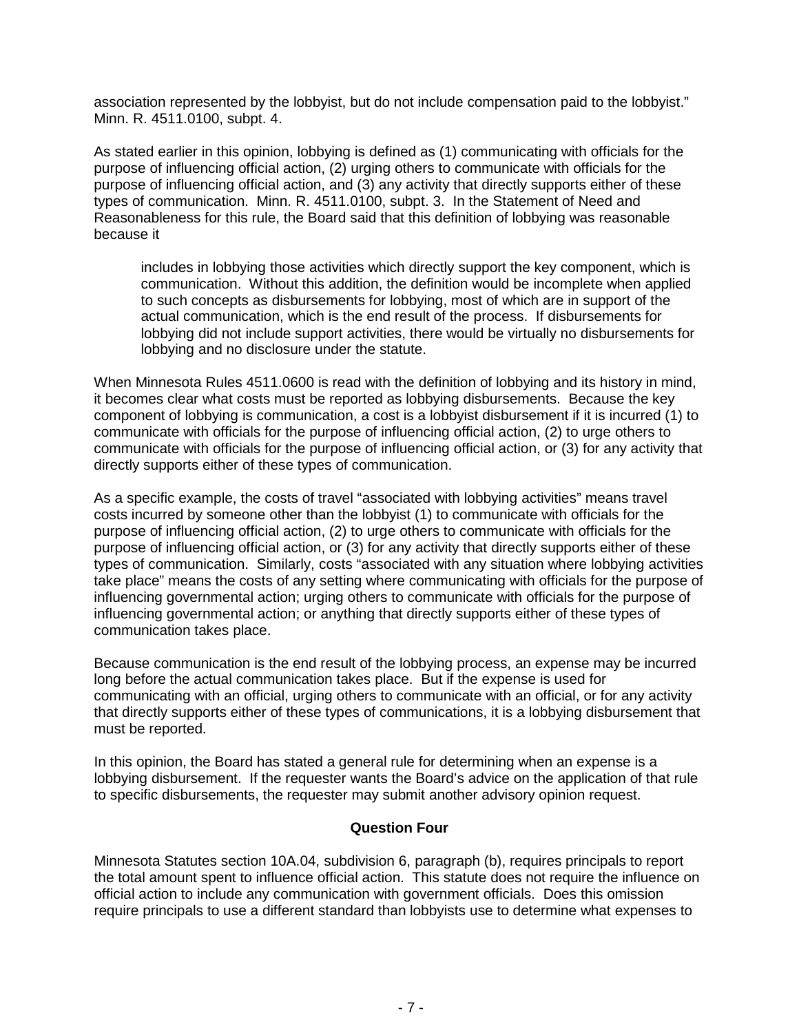association represented by the lobbyist, but do not include compensation paid to the lobbyist." Minn. R. 4511.0100, subpt. 4.

As stated earlier in this opinion, lobbying is defined as (1) communicating with officials for the purpose of influencing official action, (2) urging others to communicate with officials for the purpose of influencing official action, and (3) any activity that directly supports either of these types of communication. Minn. R. 4511.0100, subpt. 3. In the Statement of Need and Reasonableness for this rule, the Board said that this definition of lobbying was reasonable because it

> includes in lobbying those activities which directly support the key component, which is communication. Without this addition, the definition would be incomplete when applied to such concepts as disbursements for lobbying, most of which are in support of the actual communication, which is the end result of the process. If disbursements for lobbying did not include support activities, there would be virtually no disbursements for lobbying and no disclosure under the statute.

When Minnesota Rules 4511.0600 is read with the definition of lobbying and its history in mind, it becomes clear what costs must be reported as lobbying disbursements. Because the key component of lobbying is communication, a cost is a lobbyist disbursement if it is incurred (1) to communicate with officials for the purpose of influencing official action, (2) to urge others to communicate with officials for the purpose of influencing official action, or (3) for any activity that directly supports either of these types of communication.

As a specific example, the costs of travel "associated with lobbying activities" means travel costs incurred by someone other than the lobbyist (1) to communicate with officials for the purpose of influencing official action, (2) to urge others to communicate with officials for the purpose of influencing official action, or (3) for any activity that directly supports either of these types of communication. Similarly, costs "associated with any situation where lobbying activities take place" means the costs of any setting where communicating with officials for the purpose of influencing governmental action; urging others to communicate with officials for the purpose of influencing governmental action; or anything that directly supports either of these types of communication takes place.

Because communication is the end result of the lobbying process, an expense may be incurred long before the actual communication takes place. But if the expense is used for communicating with an official, urging others to communicate with an official, or for any activity that directly supports either of these types of communications, it is a lobbying disbursement that must be reported.

In this opinion, the Board has stated a general rule for determining when an expense is a lobbying disbursement. If the requester wants the Board's advice on the application of that rule to specific disbursements, the requester may submit another advisory opinion request.

## Question Four

Minnesota Statutes section 10A.04, subdivision 6, paragraph (b), requires principals to report the total amount spent to influence official action. This statute does not require the influence on official action to include any communication with government officials. Does this omission require principals to use a different standard than lobbyists use to determine what expenses to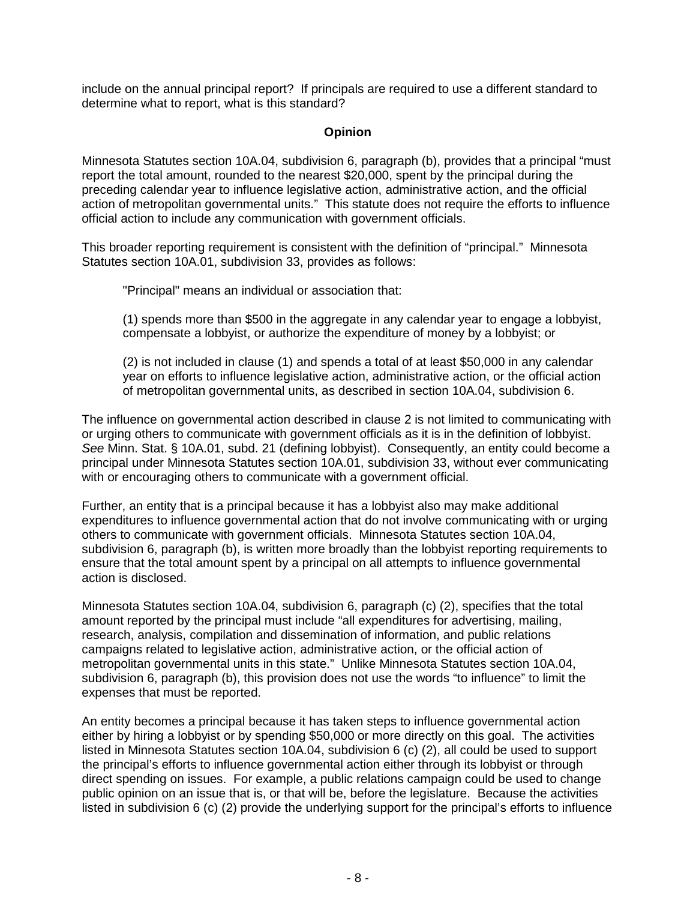include on the annual principal report? If principals are required to use a different standard to determine what to report, what is this standard?

**Opinion**

Minnesota Statutes section 10A.04, subdivision 6, paragraph (b), provides that a principal "must report the total amount, rounded to the nearest $20,000, spent by the principal during the preceding calendar year to influence legislative action, administrative action, and the official action of metropolitan governmental units." This statute does not require the efforts to influence official action to include any communication with government officials.

This broader reporting requirement is consistent with the definition of "principal." Minnesota Statutes section 10A.01, subdivision 33, provides as follows:

> "Principal" means an individual or association that:
>
> (1) spends more than $500 in the aggregate in any calendar year to engage a lobbyist, compensate a lobbyist, or authorize the expenditure of money by a lobbyist; or
>
> (2) is not included in clause (1) and spends a total of at least $50,000 in any calendar year on efforts to influence legislative action, administrative action, or the official action of metropolitan governmental units, as described in section 10A.04, subdivision 6.

The influence on governmental action described in clause 2 is not limited to communicating with or urging others to communicate with government officials as it is in the definition of lobbyist. *See* Minn. Stat. § 10A.01, subd. 21 (defining lobbyist). Consequently, an entity could become a principal under Minnesota Statutes section 10A.01, subdivision 33, without ever communicating with or encouraging others to communicate with a government official.

Further, an entity that is a principal because it has a lobbyist also may make additional expenditures to influence governmental action that do not involve communicating with or urging others to communicate with government officials. Minnesota Statutes section 10A.04, subdivision 6, paragraph (b), is written more broadly than the lobbyist reporting requirements to ensure that the total amount spent by a principal on all attempts to influence governmental action is disclosed.

Minnesota Statutes section 10A.04, subdivision 6, paragraph (c) (2), specifies that the total amount reported by the principal must include "all expenditures for advertising, mailing, research, analysis, compilation and dissemination of information, and public relations campaigns related to legislative action, administrative action, or the official action of metropolitan governmental units in this state." Unlike Minnesota Statutes section 10A.04, subdivision 6, paragraph (b), this provision does not use the words "to influence" to limit the expenses that must be reported.

An entity becomes a principal because it has taken steps to influence governmental action either by hiring a lobbyist or by spending $50,000 or more directly on this goal. The activities listed in Minnesota Statutes section 10A.04, subdivision 6 (c) (2), all could be used to support the principal's efforts to influence governmental action either through its lobbyist or through direct spending on issues. For example, a public relations campaign could be used to change public opinion on an issue that is, or that will be, before the legislature. Because the activities listed in subdivision 6 (c) (2) provide the underlying support for the principal's efforts to influence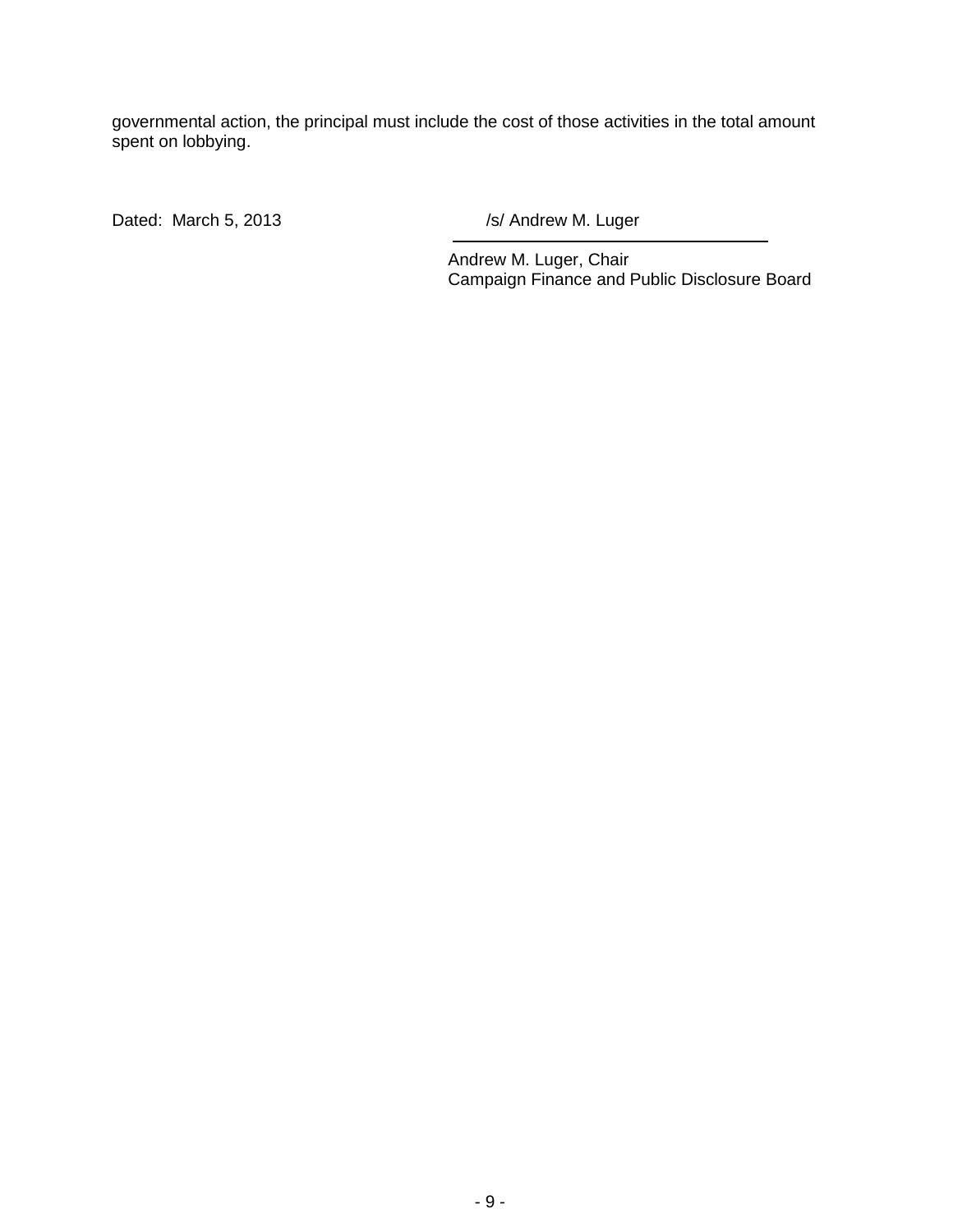governmental action, the principal must include the cost of those activities in the total amount spent on lobbying.

Dated: March 5, 2013

/s/ Andrew M. Luger

Andrew M. Luger, Chair
Campaign Finance and Public Disclosure Board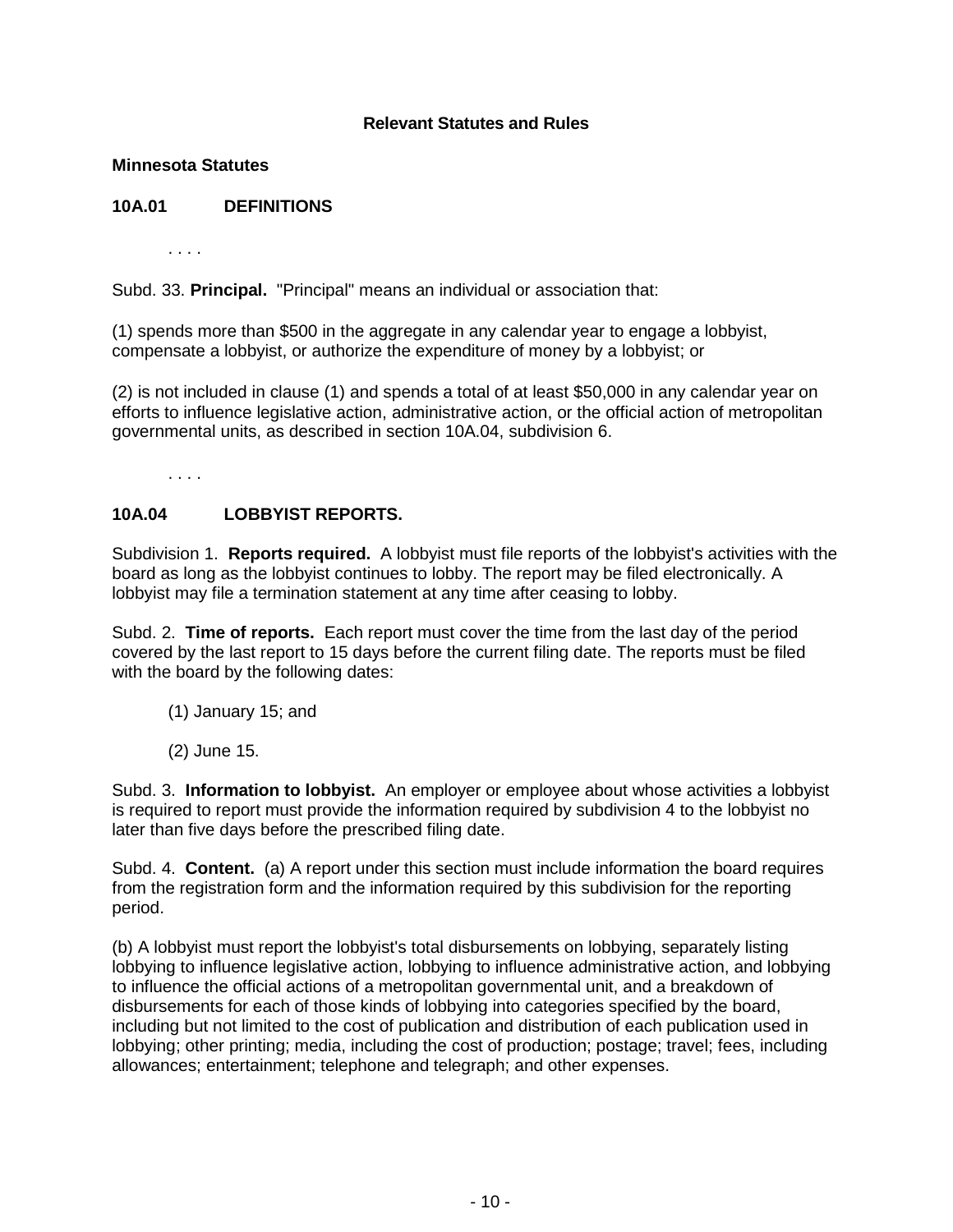**Relevant Statutes and Rules**

**Minnesota Statutes**

**10A.01 DEFINITIONS**

. . . .

Subd. 33. **Principal.** "Principal" means an individual or association that:

(1) spends more than $500 in the aggregate in any calendar year to engage a lobbyist, compensate a lobbyist, or authorize the expenditure of money by a lobbyist; or

(2) is not included in clause (1) and spends a total of at least $50,000 in any calendar year on efforts to influence legislative action, administrative action, or the official action of metropolitan governmental units, as described in section 10A.04, subdivision 6.

. . . .

**10A.04 LOBBYIST REPORTS.**

Subdivision 1. **Reports required.** A lobbyist must file reports of the lobbyist's activities with the board as long as the lobbyist continues to lobby. The report may be filed electronically. A lobbyist may file a termination statement at any time after ceasing to lobby.

Subd. 2. **Time of reports.** Each report must cover the time from the last day of the period covered by the last report to 15 days before the current filing date. The reports must be filed with the board by the following dates:

(1) January 15; and

(2) June 15.

Subd. 3. **Information to lobbyist.** An employer or employee about whose activities a lobbyist is required to report must provide the information required by subdivision 4 to the lobbyist no later than five days before the prescribed filing date.

Subd. 4. **Content.** (a) A report under this section must include information the board requires from the registration form and the information required by this subdivision for the reporting period.

(b) A lobbyist must report the lobbyist's total disbursements on lobbying, separately listing lobbying to influence legislative action, lobbying to influence administrative action, and lobbying to influence the official actions of a metropolitan governmental unit, and a breakdown of disbursements for each of those kinds of lobbying into categories specified by the board, including but not limited to the cost of publication and distribution of each publication used in lobbying; other printing; media, including the cost of production; postage; travel; fees, including allowances; entertainment; telephone and telegraph; and other expenses.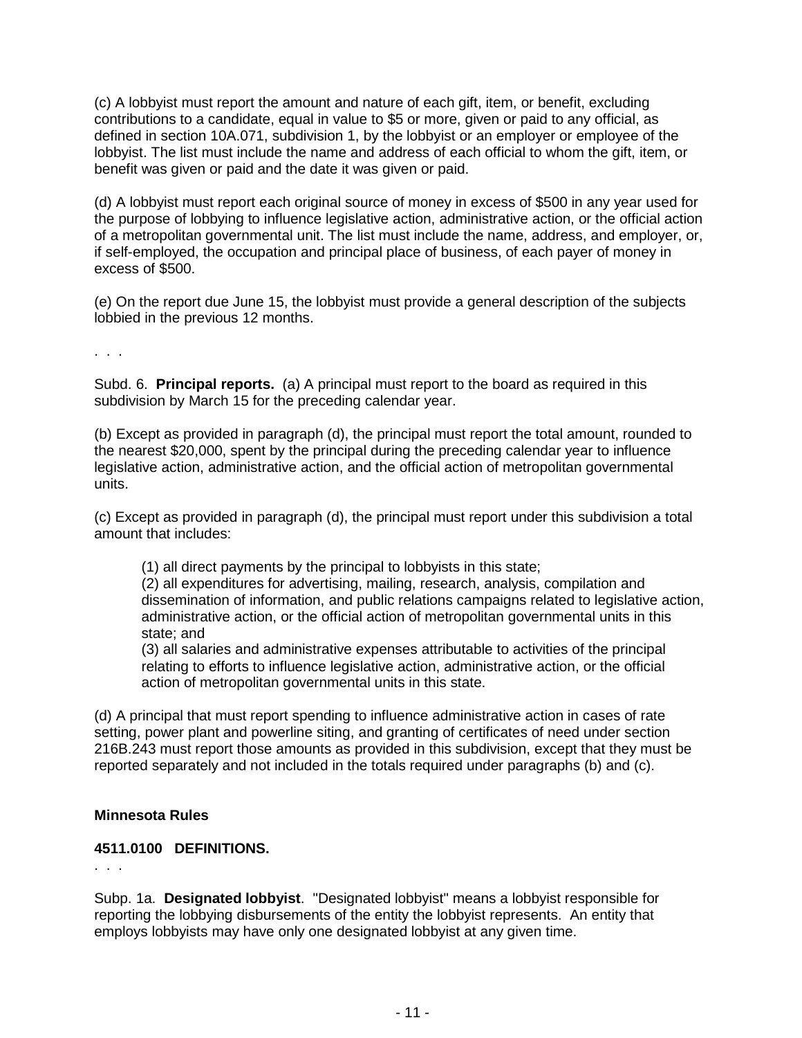(c) A lobbyist must report the amount and nature of each gift, item, or benefit, excluding contributions to a candidate, equal in value to $5 or more, given or paid to any official, as defined in section 10A.071, subdivision 1, by the lobbyist or an employer or employee of the lobbyist. The list must include the name and address of each official to whom the gift, item, or benefit was given or paid and the date it was given or paid.

(d) A lobbyist must report each original source of money in excess of $500 in any year used for the purpose of lobbying to influence legislative action, administrative action, or the official action of a metropolitan governmental unit. The list must include the name, address, and employer, or, if self-employed, the occupation and principal place of business, of each payer of money in excess of $500.

(e) On the report due June 15, the lobbyist must provide a general description of the subjects lobbied in the previous 12 months.

. . .

Subd. 6. **Principal reports.** (a) A principal must report to the board as required in this subdivision by March 15 for the preceding calendar year.

(b) Except as provided in paragraph (d), the principal must report the total amount, rounded to the nearest $20,000, spent by the principal during the preceding calendar year to influence legislative action, administrative action, and the official action of metropolitan governmental units.

(c) Except as provided in paragraph (d), the principal must report under this subdivision a total amount that includes:

(1) all direct payments by the principal to lobbyists in this state;
(2) all expenditures for advertising, mailing, research, analysis, compilation and dissemination of information, and public relations campaigns related to legislative action, administrative action, or the official action of metropolitan governmental units in this state; and
(3) all salaries and administrative expenses attributable to activities of the principal relating to efforts to influence legislative action, administrative action, or the official action of metropolitan governmental units in this state.

(d) A principal that must report spending to influence administrative action in cases of rate setting, power plant and powerline siting, and granting of certificates of need under section 216B.243 must report those amounts as provided in this subdivision, except that they must be reported separately and not included in the totals required under paragraphs (b) and (c).

**Minnesota Rules**

**4511.0100 DEFINITIONS.**

. . .

Subp. 1a. **Designated lobbyist**. "Designated lobbyist" means a lobbyist responsible for reporting the lobbying disbursements of the entity the lobbyist represents. An entity that employs lobbyists may have only one designated lobbyist at any given time.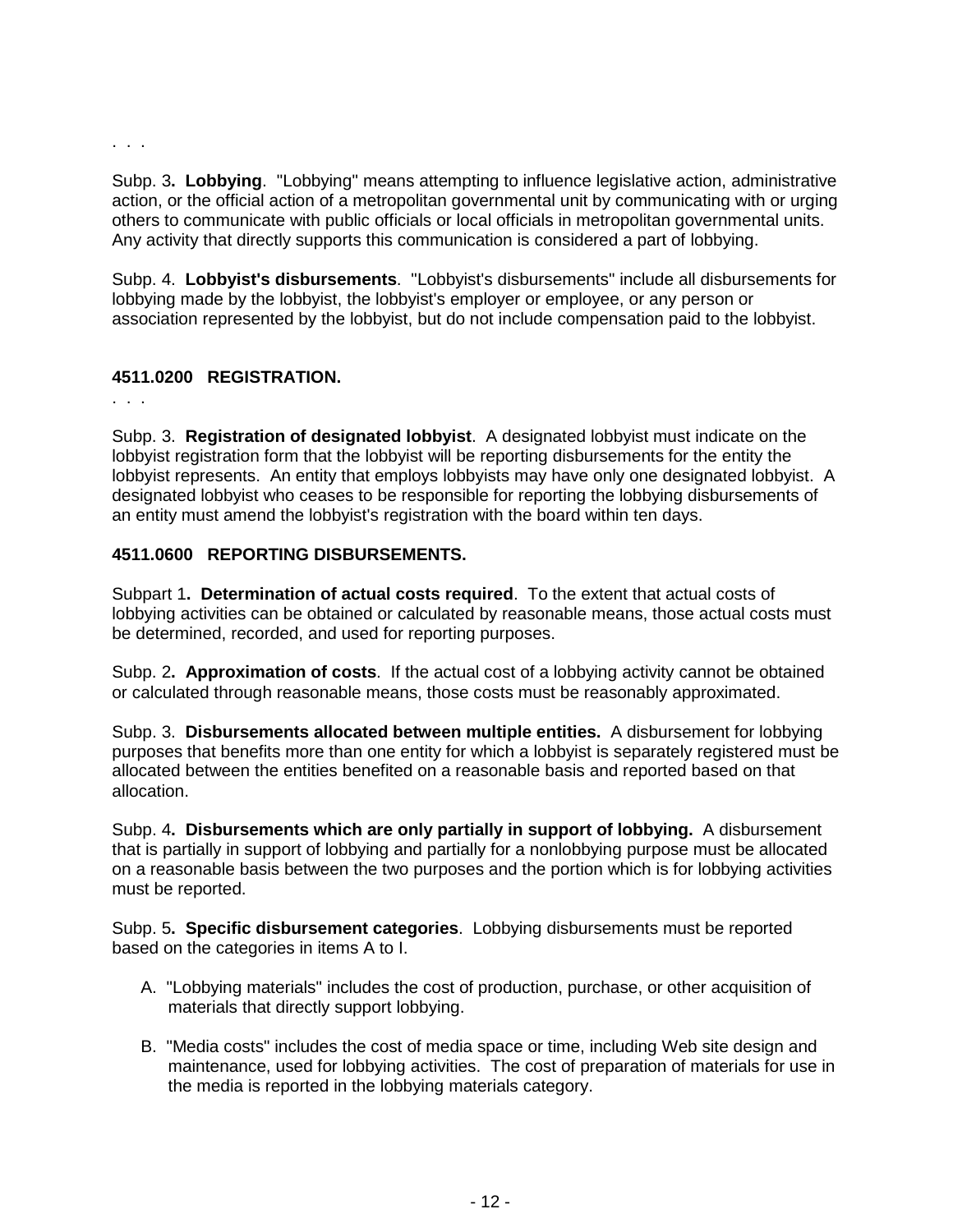. . .

Subp. 3**. Lobbying**. "Lobbying" means attempting to influence legislative action, administrative action, or the official action of a metropolitan governmental unit by communicating with or urging others to communicate with public officials or local officials in metropolitan governmental units. Any activity that directly supports this communication is considered a part of lobbying.

Subp. 4. **Lobbyist's disbursements**. "Lobbyist's disbursements" include all disbursements for lobbying made by the lobbyist, the lobbyist's employer or employee, or any person or association represented by the lobbyist, but do not include compensation paid to the lobbyist.

### 4511.0200 REGISTRATION.

. . .

Subp. 3. **Registration of designated lobbyist**. A designated lobbyist must indicate on the lobbyist registration form that the lobbyist will be reporting disbursements for the entity the lobbyist represents. An entity that employs lobbyists may have only one designated lobbyist. A designated lobbyist who ceases to be responsible for reporting the lobbying disbursements of an entity must amend the lobbyist's registration with the board within ten days.

### 4511.0600 REPORTING DISBURSEMENTS.

Subpart 1**. Determination of actual costs required**. To the extent that actual costs of lobbying activities can be obtained or calculated by reasonable means, those actual costs must be determined, recorded, and used for reporting purposes.

Subp. 2**. Approximation of costs**. If the actual cost of a lobbying activity cannot be obtained or calculated through reasonable means, those costs must be reasonably approximated.

Subp. 3. **Disbursements allocated between multiple entities.** A disbursement for lobbying purposes that benefits more than one entity for which a lobbyist is separately registered must be allocated between the entities benefited on a reasonable basis and reported based on that allocation.

Subp. 4**. Disbursements which are only partially in support of lobbying.** A disbursement that is partially in support of lobbying and partially for a nonlobbying purpose must be allocated on a reasonable basis between the two purposes and the portion which is for lobbying activities must be reported.

Subp. 5**. Specific disbursement categories**. Lobbying disbursements must be reported based on the categories in items A to I.

A. "Lobbying materials" includes the cost of production, purchase, or other acquisition of materials that directly support lobbying.

B. "Media costs" includes the cost of media space or time, including Web site design and maintenance, used for lobbying activities. The cost of preparation of materials for use in the media is reported in the lobbying materials category.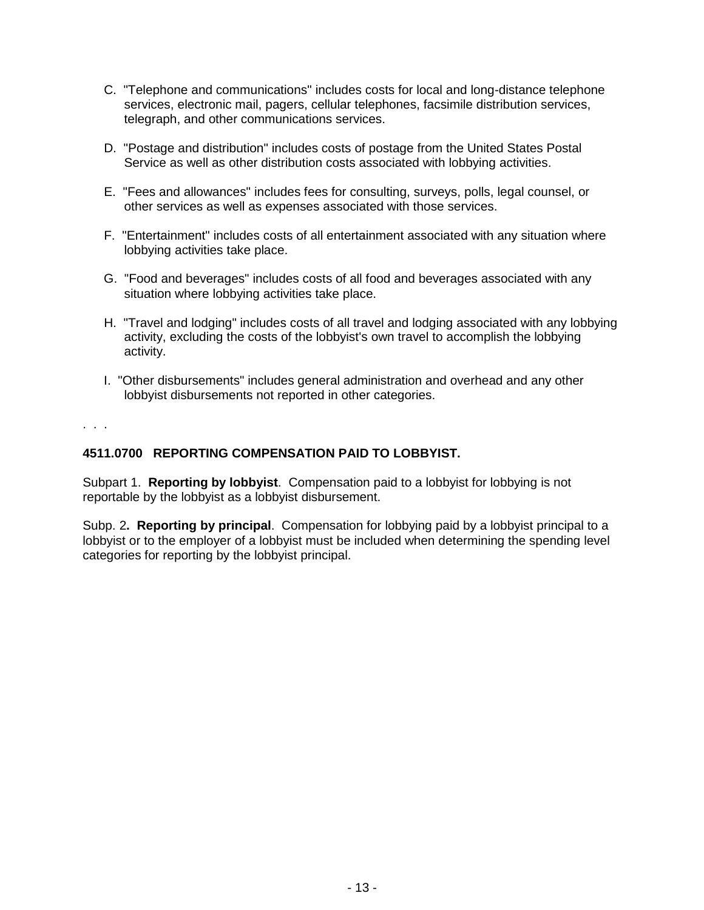C. "Telephone and communications" includes costs for local and long-distance telephone services, electronic mail, pagers, cellular telephones, facsimile distribution services, telegraph, and other communications services.

D. "Postage and distribution" includes costs of postage from the United States Postal Service as well as other distribution costs associated with lobbying activities.

E. "Fees and allowances" includes fees for consulting, surveys, polls, legal counsel, or other services as well as expenses associated with those services.

F. "Entertainment" includes costs of all entertainment associated with any situation where lobbying activities take place.

G. "Food and beverages" includes costs of all food and beverages associated with any situation where lobbying activities take place.

H. "Travel and lodging" includes costs of all travel and lodging associated with any lobbying activity, excluding the costs of the lobbyist's own travel to accomplish the lobbying activity.

I. "Other disbursements" includes general administration and overhead and any other lobbyist disbursements not reported in other categories.

. . .

**4511.0700 REPORTING COMPENSATION PAID TO LOBBYIST.**

Subpart 1. **Reporting by lobbyist**. Compensation paid to a lobbyist for lobbying is not reportable by the lobbyist as a lobbyist disbursement.

Subp. 2**. Reporting by principal**. Compensation for lobbying paid by a lobbyist principal to a lobbyist or to the employer of a lobbyist must be included when determining the spending level categories for reporting by the lobbyist principal.